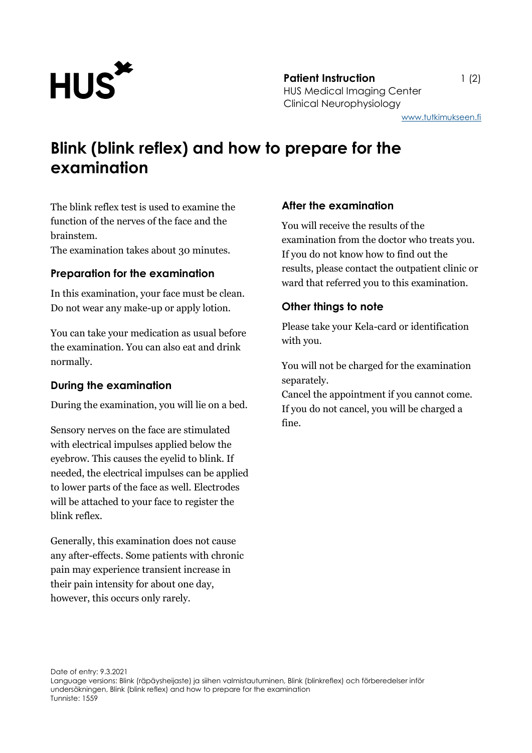**Patient Instruction**
HUS Medical Imaging Center
Clinical Neurophysiology
www.tutkimukseen.fi

# Blink (blink reflex) and how to prepare for the examination

The blink reflex test is used to examine the function of the nerves of the face and the brainstem.
The examination takes about 30 minutes.

## Preparation for the examination

In this examination, your face must be clean. Do not wear any make-up or apply lotion.

You can take your medication as usual before the examination. You can also eat and drink normally.

## During the examination

During the examination, you will lie on a bed.

Sensory nerves on the face are stimulated with electrical impulses applied below the eyebrow. This causes the eyelid to blink. If needed, the electrical impulses can be applied to lower parts of the face as well. Electrodes will be attached to your face to register the blink reflex.

Generally, this examination does not cause any after-effects. Some patients with chronic pain may experience transient increase in their pain intensity for about one day, however, this occurs only rarely.

## After the examination

You will receive the results of the examination from the doctor who treats you. If you do not know how to find out the results, please contact the outpatient clinic or ward that referred you to this examination.

## Other things to note

Please take your Kela-card or identification with you.

You will not be charged for the examination separately.
Cancel the appointment if you cannot come. If you do not cancel, you will be charged a fine.

Date of entry: 9.3.2021
Language versions: Blink (räpäysheijaste) ja siihen valmistautuminen, Blink (blinkreflex) och förberedelser inför undersökningen, Blink (blink reflex) and how to prepare for the examination
Tunniste: 1559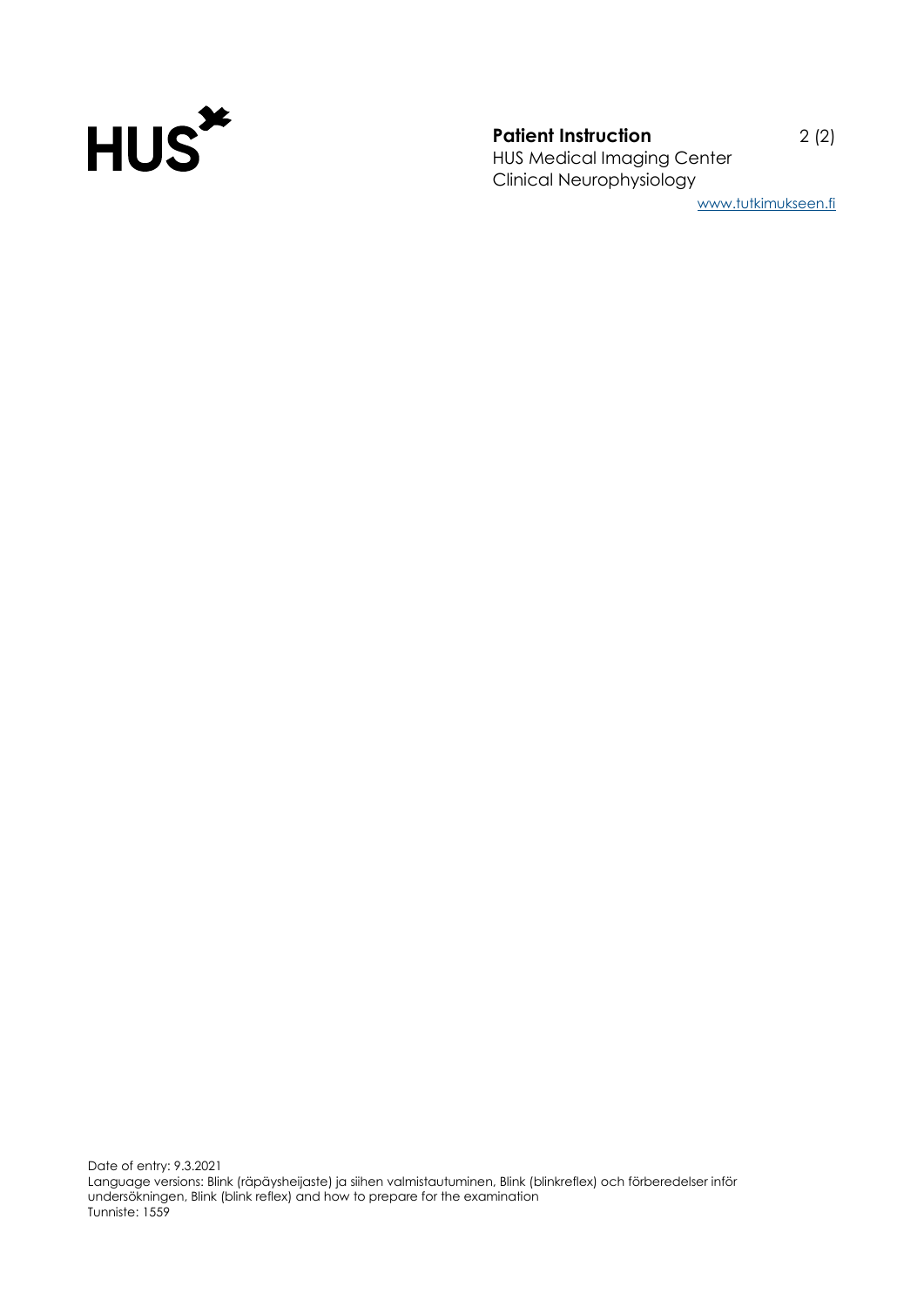Date of entry: 9.3.2021
Language versions: Blink (räpäysheijaste) ja siihen valmistautuminen, Blink (blinkreflex) och förberedelser inför undersökningen, Blink (blink reflex) and how to prepare for the examination
Tunniste: 1559